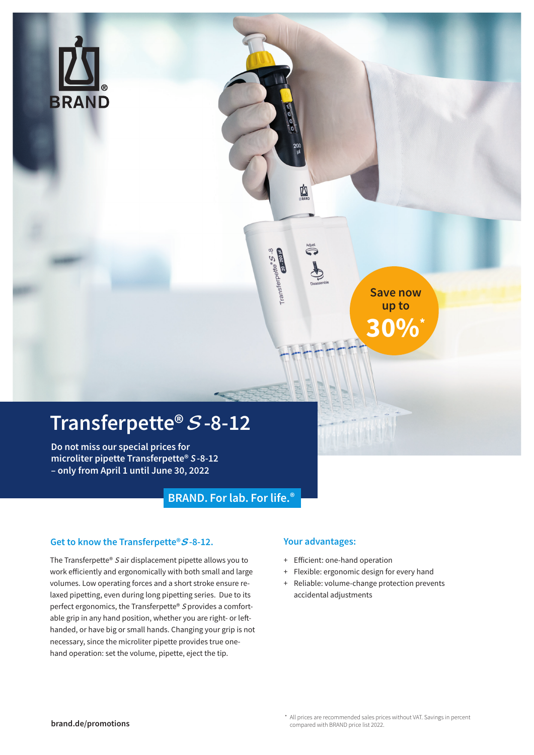BRAND®

Save now up to **30%***

# Transferpette® *S*-8-12

**Do not miss our special prices for microliter pipette Transferpette® *S*-8-12 – only from April 1 until June 30, 2022**

**BRAND. For lab. For life.®**

## Get to know the Transferpette® *S*-8-12.

The Transferpette® *S* air displacement pipette allows you to work efficiently and ergonomically with both small and large volumes. Low operating forces and a short stroke ensure relaxed pipetting, even during long pipetting series. Due to its perfect ergonomics, the Transferpette® *S* provides a comfortable grip in any hand position, whether you are right- or left-handed, or have big or small hands. Changing your grip is not necessary, since the microliter pipette provides true one-hand operation: set the volume, pipette, eject the tip.

## Your advantages:

- Efficient: one-hand operation
- Flexible: ergonomic design for every hand
- Reliable: volume-change protection prevents accidental adjustments

**brand.de/promotions**

* All prices are recommended sales prices without VAT. Savings in percent compared with BRAND price list 2022.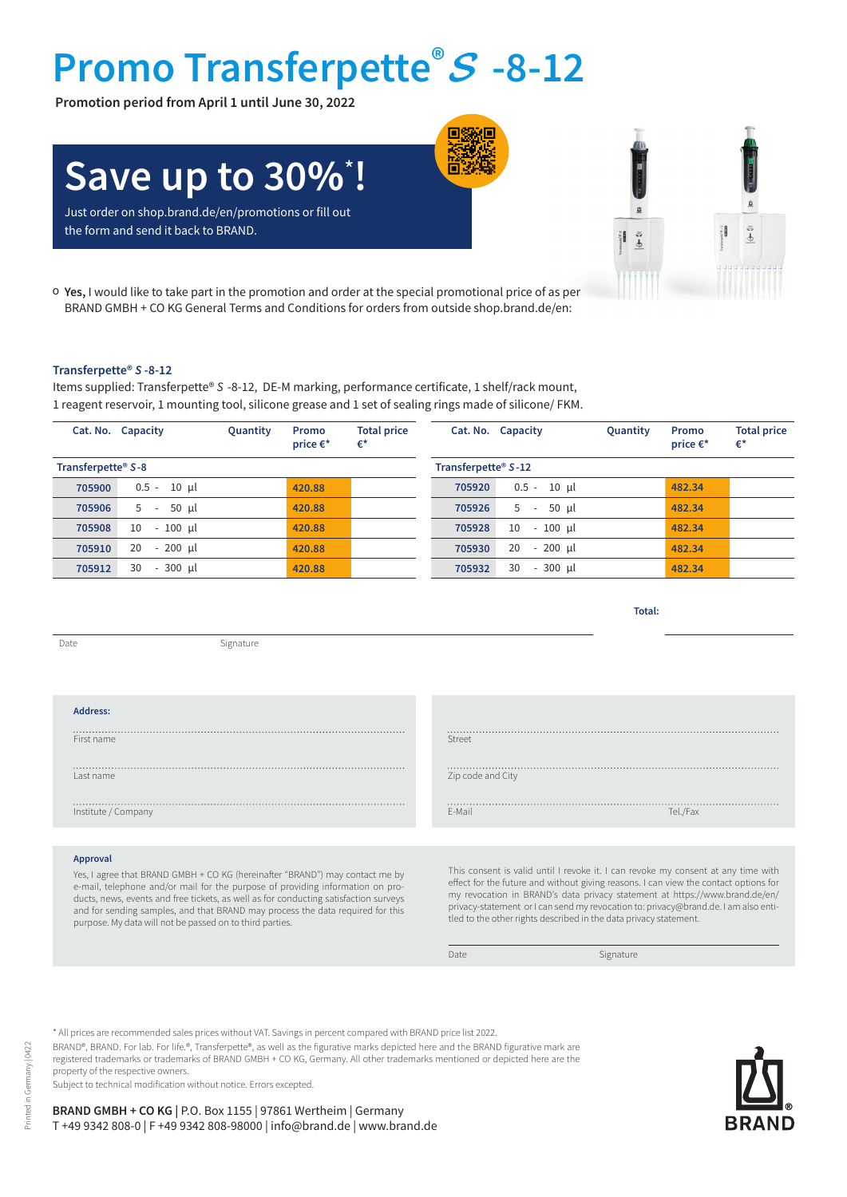# Promo Transferpette® *S* -8-12

**Promotion period from April 1 until June 30, 2022**

## Save up to 30%*!

Just order on shop.brand.de/en/promotions or fill out the form and send it back to BRAND.

o **Yes,** I would like to take part in the promotion and order at the special promotional price of as per BRAND GMBH + CO KG General Terms and Conditions for orders from outside shop.brand.de/en:

### Transferpette® *S* -8-12

Items supplied: Transferpette® *S* -8-12, DE-M marking, performance certificate, 1 shelf/rack mount, 1 reagent reservoir, 1 mounting tool, silicone grease and 1 set of sealing rings made of silicone/ FKM.

| Cat. No. | Capacity | Quantity | Promo price €* | Total price €* |
|---|---|---|---|---|
| **Transferpette® *S* -8** | | | | |
| 705900 | 0.5 - 10 µl | | 420.88 | |
| 705906 | 5 - 50 µl | | 420.88 | |
| 705908 | 10 - 100 µl | | 420.88 | |
| 705910 | 20 - 200 µl | | 420.88 | |
| 705912 | 30 - 300 µl | | 420.88 | |

| Cat. No. | Capacity | Quantity | Promo price €* | Total price €* |
|---|---|---|---|---|
| **Transferpette® *S* -12** | | | | |
| 705920 | 0.5 - 10 µl | | 482.34 | |
| 705926 | 5 - 50 µl | | 482.34 | |
| 705928 | 10 - 100 µl | | 482.34 | |
| 705930 | 20 - 200 µl | | 482.34 | |
| 705932 | 30 - 300 µl | | 482.34 | |

**Total:**

Date Signature

**Address:**

First name

Last name

Institute / Company

Street

Zip code and City

E-Mail Tel./Fax

**Approval**

Yes, I agree that BRAND GMBH + CO KG (hereinafter "BRAND") may contact me by e-mail, telephone and/or mail for the purpose of providing information on products, news, events and free tickets, as well as for conducting satisfaction surveys and for sending samples, and that BRAND may process the data required for this purpose. My data will not be passed on to third parties.

This consent is valid until I revoke it. I can revoke my consent at any time with effect for the future and without giving reasons. I can view the contact options for my revocation in BRAND's data privacy statement at https://www.brand.de/en/privacy-statement or I can send my revocation to: privacy@brand.de. I am also entitled to the other rights described in the data privacy statement.

Date Signature

\* All prices are recommended sales prices without VAT. Savings in percent compared with BRAND price list 2022.

BRAND®, BRAND. For lab. For life.®, Transferpette®, as well as the figurative marks depicted here and the BRAND figurative mark are registered trademarks or trademarks of BRAND GMBH + CO KG, Germany. All other trademarks mentioned or depicted here are the property of the respective owners.

Subject to technical modification without notice. Errors excepted.

Printed in Germany | 0422

**BRAND GMBH + CO KG** | P.O. Box 1155 | 97861 Wertheim | Germany
T +49 9342 808-0 | F +49 9342 808-98000 | info@brand.de | www.brand.de